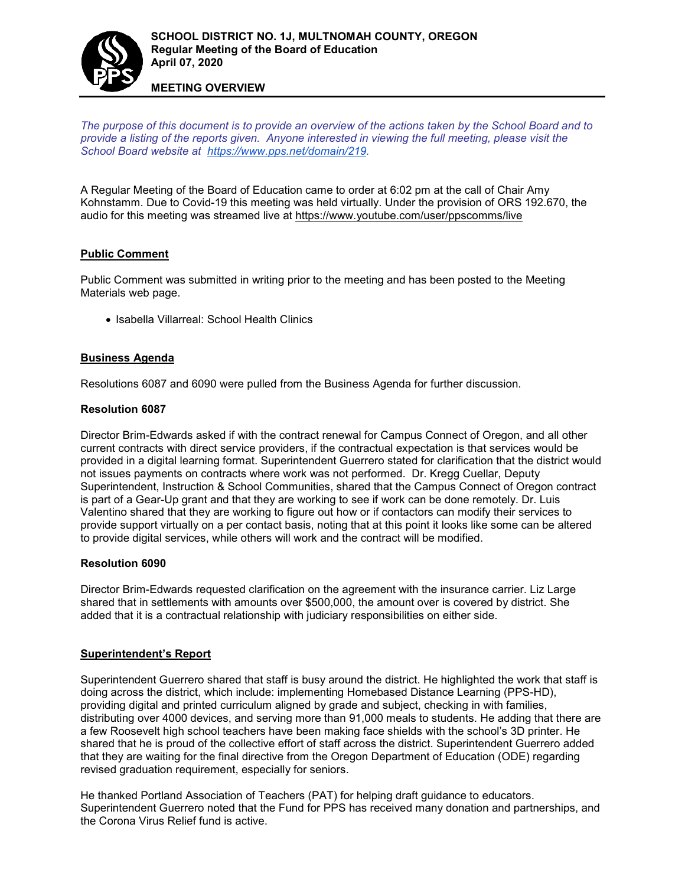**SCHOOL DISTRICT NO. 1J, MULTNOMAH COUNTY, OREGON**
**Regular Meeting of the Board of Education**
**April 07, 2020**

**MEETING OVERVIEW**

*The purpose of this document is to provide an overview of the actions taken by the School Board and to provide a listing of the reports given. Anyone interested in viewing the full meeting, please visit the School Board website at [https://www.pps.net/domain/219](https://www.pps.net/domain/219).*

A Regular Meeting of the Board of Education came to order at 6:02 pm at the call of Chair Amy Kohnstamm. Due to Covid-19 this meeting was held virtually. Under the provision of ORS 192.670, the audio for this meeting was streamed live at https://www.youtube.com/user/ppscomms/live

## Public Comment

Public Comment was submitted in writing prior to the meeting and has been posted to the Meeting Materials web page.

- Isabella Villarreal: School Health Clinics

## Business Agenda

Resolutions 6087 and 6090 were pulled from the Business Agenda for further discussion.

### Resolution 6087

Director Brim-Edwards asked if with the contract renewal for Campus Connect of Oregon, and all other current contracts with direct service providers, if the contractual expectation is that services would be provided in a digital learning format. Superintendent Guerrero stated for clarification that the district would not issues payments on contracts where work was not performed. Dr. Kregg Cuellar, Deputy Superintendent, Instruction & School Communities, shared that the Campus Connect of Oregon contract is part of a Gear-Up grant and that they are working to see if work can be done remotely. Dr. Luis Valentino shared that they are working to figure out how or if contactors can modify their services to provide support virtually on a per contact basis, noting that at this point it looks like some can be altered to provide digital services, while others will work and the contract will be modified.

### Resolution 6090

Director Brim-Edwards requested clarification on the agreement with the insurance carrier. Liz Large shared that in settlements with amounts over $500,000, the amount over is covered by district. She added that it is a contractual relationship with judiciary responsibilities on either side.

## Superintendent's Report

Superintendent Guerrero shared that staff is busy around the district. He highlighted the work that staff is doing across the district, which include: implementing Homebased Distance Learning (PPS-HD), providing digital and printed curriculum aligned by grade and subject, checking in with families, distributing over 4000 devices, and serving more than 91,000 meals to students. He adding that there are a few Roosevelt high school teachers have been making face shields with the school's 3D printer. He shared that he is proud of the collective effort of staff across the district. Superintendent Guerrero added that they are waiting for the final directive from the Oregon Department of Education (ODE) regarding revised graduation requirement, especially for seniors.

He thanked Portland Association of Teachers (PAT) for helping draft guidance to educators. Superintendent Guerrero noted that the Fund for PPS has received many donation and partnerships, and the Corona Virus Relief fund is active.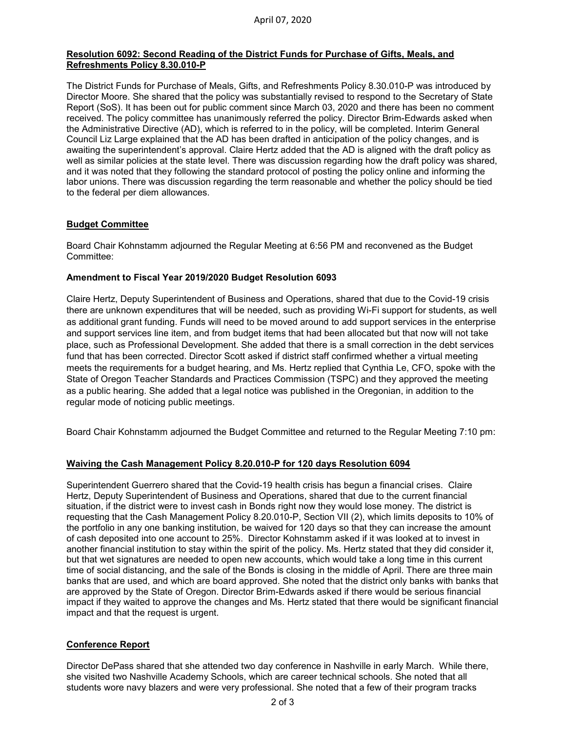**Resolution 6092: Second Reading of the District Funds for Purchase of Gifts, Meals, and Refreshments Policy 8.30.010-P**

The District Funds for Purchase of Meals, Gifts, and Refreshments Policy 8.30.010-P was introduced by Director Moore. She shared that the policy was substantially revised to respond to the Secretary of State Report (SoS). It has been out for public comment since March 03, 2020 and there has been no comment received. The policy committee has unanimously referred the policy. Director Brim-Edwards asked when the Administrative Directive (AD), which is referred to in the policy, will be completed. Interim General Council Liz Large explained that the AD has been drafted in anticipation of the policy changes, and is awaiting the superintendent's approval. Claire Hertz added that the AD is aligned with the draft policy as well as similar policies at the state level. There was discussion regarding how the draft policy was shared, and it was noted that they following the standard protocol of posting the policy online and informing the labor unions. There was discussion regarding the term reasonable and whether the policy should be tied to the federal per diem allowances.

**Budget Committee**

Board Chair Kohnstamm adjourned the Regular Meeting at 6:56 PM and reconvened as the Budget Committee:

**Amendment to Fiscal Year 2019/2020 Budget Resolution 6093**

Claire Hertz, Deputy Superintendent of Business and Operations, shared that due to the Covid-19 crisis there are unknown expenditures that will be needed, such as providing Wi-Fi support for students, as well as additional grant funding. Funds will need to be moved around to add support services in the enterprise and support services line item, and from budget items that had been allocated but that now will not take place, such as Professional Development. She added that there is a small correction in the debt services fund that has been corrected. Director Scott asked if district staff confirmed whether a virtual meeting meets the requirements for a budget hearing, and Ms. Hertz replied that Cynthia Le, CFO, spoke with the State of Oregon Teacher Standards and Practices Commission (TSPC) and they approved the meeting as a public hearing. She added that a legal notice was published in the Oregonian, in addition to the regular mode of noticing public meetings.

Board Chair Kohnstamm adjourned the Budget Committee and returned to the Regular Meeting 7:10 pm:

**Waiving the Cash Management Policy 8.20.010-P for 120 days Resolution 6094**

Superintendent Guerrero shared that the Covid-19 health crisis has begun a financial crises. Claire Hertz, Deputy Superintendent of Business and Operations, shared that due to the current financial situation, if the district were to invest cash in Bonds right now they would lose money. The district is requesting that the Cash Management Policy 8.20.010-P, Section VII (2), which limits deposits to 10% of the portfolio in any one banking institution, be waived for 120 days so that they can increase the amount of cash deposited into one account to 25%. Director Kohnstamm asked if it was looked at to invest in another financial institution to stay within the spirit of the policy. Ms. Hertz stated that they did consider it, but that wet signatures are needed to open new accounts, which would take a long time in this current time of social distancing, and the sale of the Bonds is closing in the middle of April. There are three main banks that are used, and which are board approved. She noted that the district only banks with banks that are approved by the State of Oregon. Director Brim-Edwards asked if there would be serious financial impact if they waited to approve the changes and Ms. Hertz stated that there would be significant financial impact and that the request is urgent.

**Conference Report**

Director DePass shared that she attended two day conference in Nashville in early March. While there, she visited two Nashville Academy Schools, which are career technical schools. She noted that all students wore navy blazers and were very professional. She noted that a few of their program tracks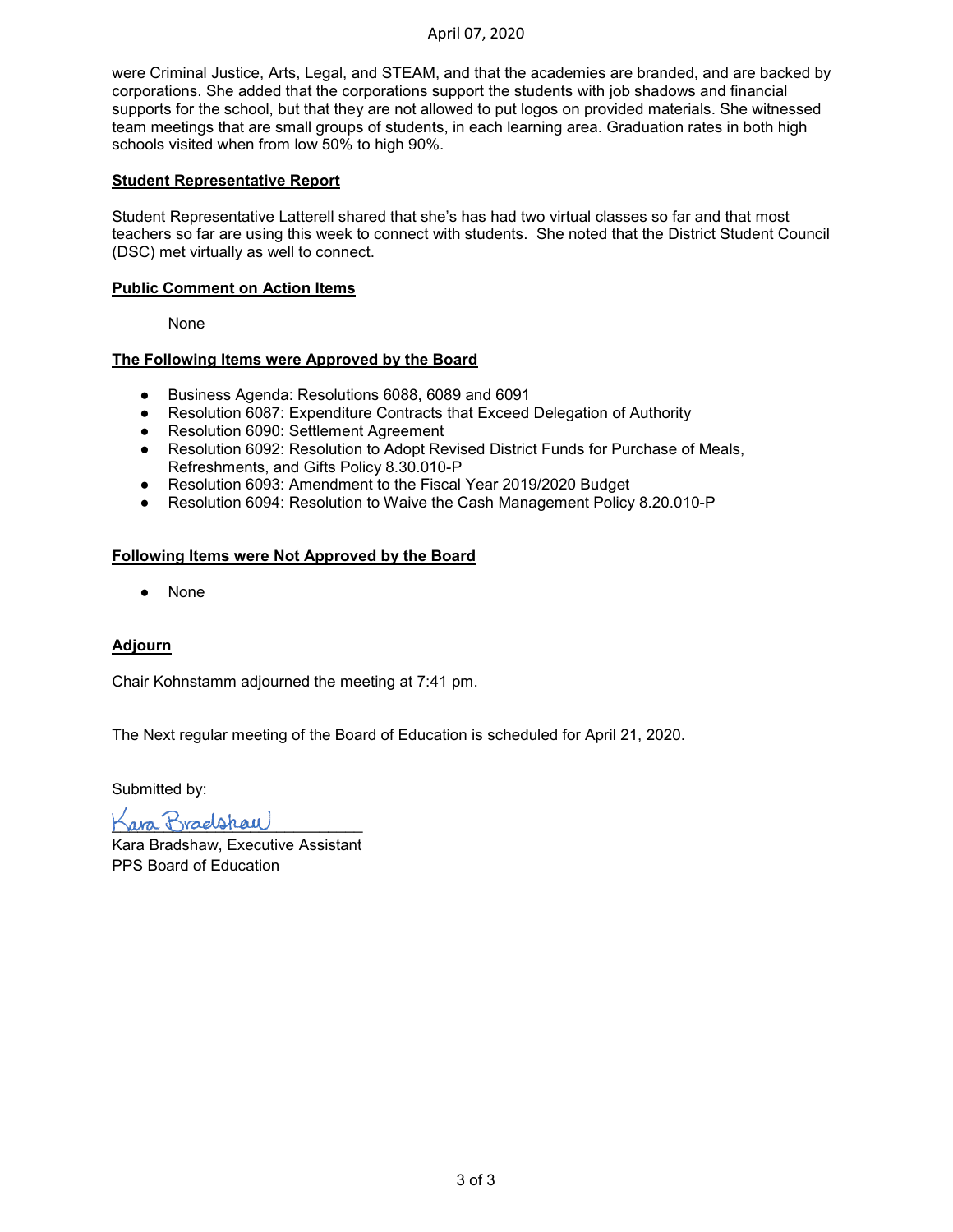were Criminal Justice, Arts, Legal, and STEAM, and that the academies are branded, and are backed by corporations. She added that the corporations support the students with job shadows and financial supports for the school, but that they are not allowed to put logos on provided materials. She witnessed team meetings that are small groups of students, in each learning area. Graduation rates in both high schools visited when from low 50% to high 90%.

**Student Representative Report**

Student Representative Latterell shared that she's has had two virtual classes so far and that most teachers so far are using this week to connect with students. She noted that the District Student Council (DSC) met virtually as well to connect.

**Public Comment on Action Items**

None

**The Following Items were Approved by the Board**

- Business Agenda: Resolutions 6088, 6089 and 6091
- Resolution 6087: Expenditure Contracts that Exceed Delegation of Authority
- Resolution 6090: Settlement Agreement
- Resolution 6092: Resolution to Adopt Revised District Funds for Purchase of Meals, Refreshments, and Gifts Policy 8.30.010-P
- Resolution 6093: Amendment to the Fiscal Year 2019/2020 Budget
- Resolution 6094: Resolution to Waive the Cash Management Policy 8.20.010-P

**Following Items were Not Approved by the Board**

- None

**Adjourn**

Chair Kohnstamm adjourned the meeting at 7:41 pm.

The Next regular meeting of the Board of Education is scheduled for April 21, 2020.

Submitted by:

Kara Bradshaw

Kara Bradshaw, Executive Assistant
PPS Board of Education